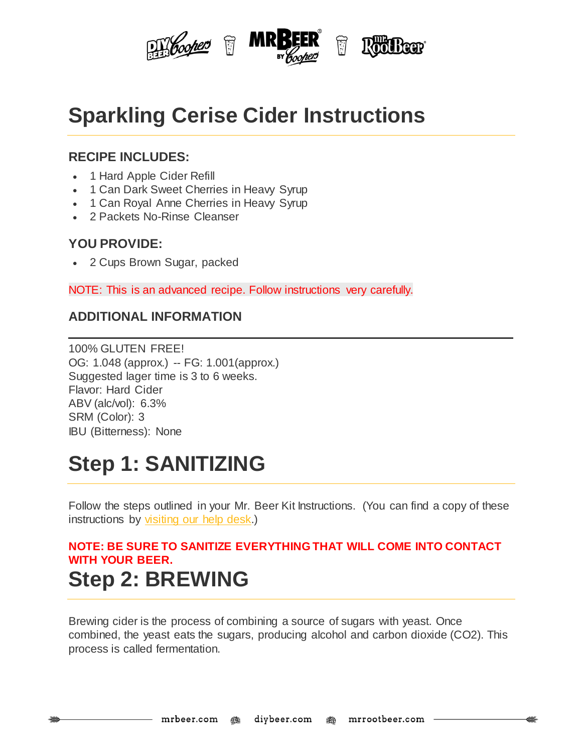# Sparkling Cerise Cider Instructions

### RECIPE INCLUDES:

- 1 Hard Apple Cider Refill
- 1 Can Dark Sweet Cherries in Heavy Syrup
- 1 Can Royal Anne Cherries in Heavy Syrup
- 2 Packets No-Rinse Cleanser

### YOU PROVIDE:

- 2 Cups Brown Sugar, packed

NOTE: This is an advanced recipe. Follow instructions very carefully.

### ADDITIONAL INFORMATION

100% GLUTEN FREE!
OG: 1.048 (approx.) -- FG: 1.001(approx.)
Suggested lager time is 3 to 6 weeks.
Flavor: Hard Cider
ABV (alc/vol): 6.3%
SRM (Color): 3
IBU (Bitterness): None

# Step 1: SANITIZING

Follow the steps outlined in your Mr. Beer Kit Instructions. (You can find a copy of these instructions by visiting our help desk.)

**NOTE: BE SURE TO SANITIZE EVERYTHING THAT WILL COME INTO CONTACT WITH YOUR BEER.**

# Step 2: BREWING

Brewing cider is the process of combining a source of sugars with yeast. Once combined, the yeast eats the sugars, producing alcohol and carbon dioxide ($CO_2$). This process is called fermentation.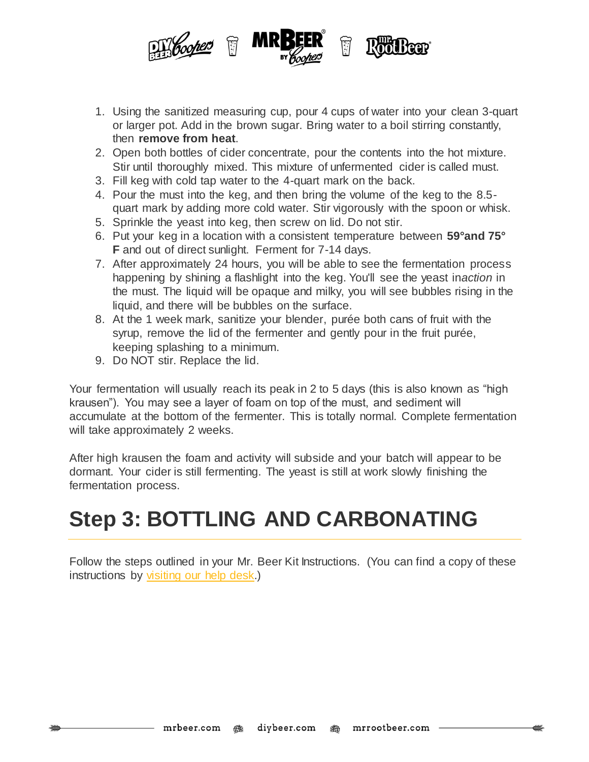1. Using the sanitized measuring cup, pour 4 cups of water into your clean 3-quart or larger pot. Add in the brown sugar. Bring water to a boil stirring constantly, then **remove from heat**.
2. Open both bottles of cider concentrate, pour the contents into the hot mixture. Stir until thoroughly mixed. This mixture of unfermented cider is called must.
3. Fill keg with cold tap water to the 4-quart mark on the back.
4. Pour the must into the keg, and then bring the volume of the keg to the 8.5-quart mark by adding more cold water. Stir vigorously with the spoon or whisk.
5. Sprinkle the yeast into keg, then screw on lid. Do not stir.
6. Put your keg in a location with a consistent temperature between **59°and 75° F** and out of direct sunlight. Ferment for 7-14 days.
7. After approximately 24 hours, you will be able to see the fermentation process happening by shining a flashlight into the keg. You'll see the yeast in*action* in the must. The liquid will be opaque and milky, you will see bubbles rising in the liquid, and there will be bubbles on the surface.
8. At the 1 week mark, sanitize your blender, purée both cans of fruit with the syrup, remove the lid of the fermenter and gently pour in the fruit purée, keeping splashing to a minimum.
9. Do NOT stir. Replace the lid.

Your fermentation will usually reach its peak in 2 to 5 days (this is also known as "high krausen"). You may see a layer of foam on top of the must, and sediment will accumulate at the bottom of the fermenter. This is totally normal. Complete fermentation will take approximately 2 weeks.

After high krausen the foam and activity will subside and your batch will appear to be dormant. Your cider is still fermenting. The yeast is still at work slowly finishing the fermentation process.

## Step 3: BOTTLING AND CARBONATING

Follow the steps outlined in your Mr. Beer Kit Instructions. (You can find a copy of these instructions by visiting our help desk.)